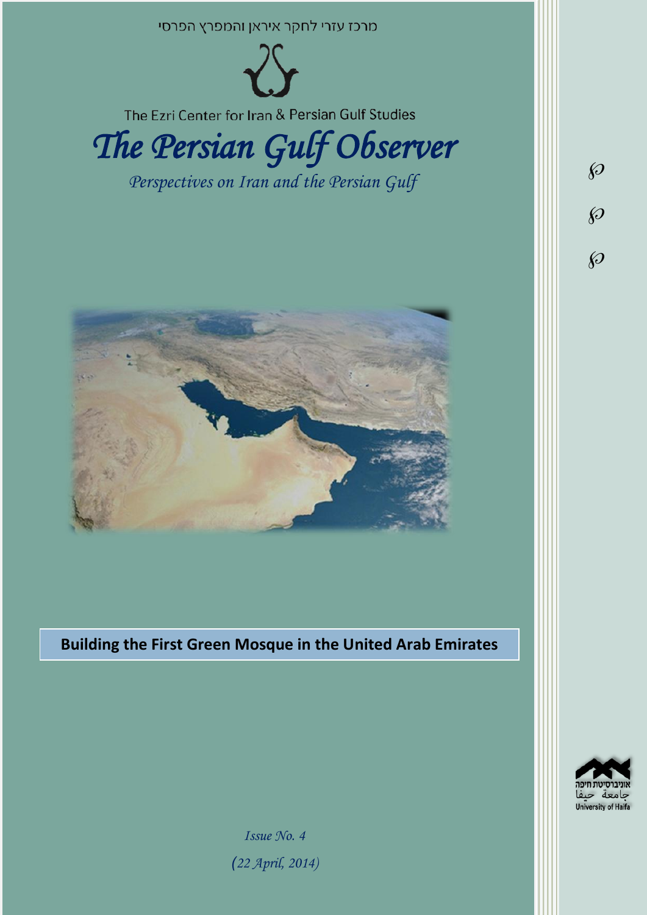מרכז עזרי לחקר איראן והמפרץ הפרסי

The Ezri Center for Iran & Persian Gulf Studies

# The Persian Gulf Observer

*Perspectives on Iran and the Persian Gulf*

## Building the First Green Mosque in the United Arab Emirates

*Issue No. 4*

*(22 April, 2014)*

אוניברסיטת חיפה
جامعة حيفا
University of Haifa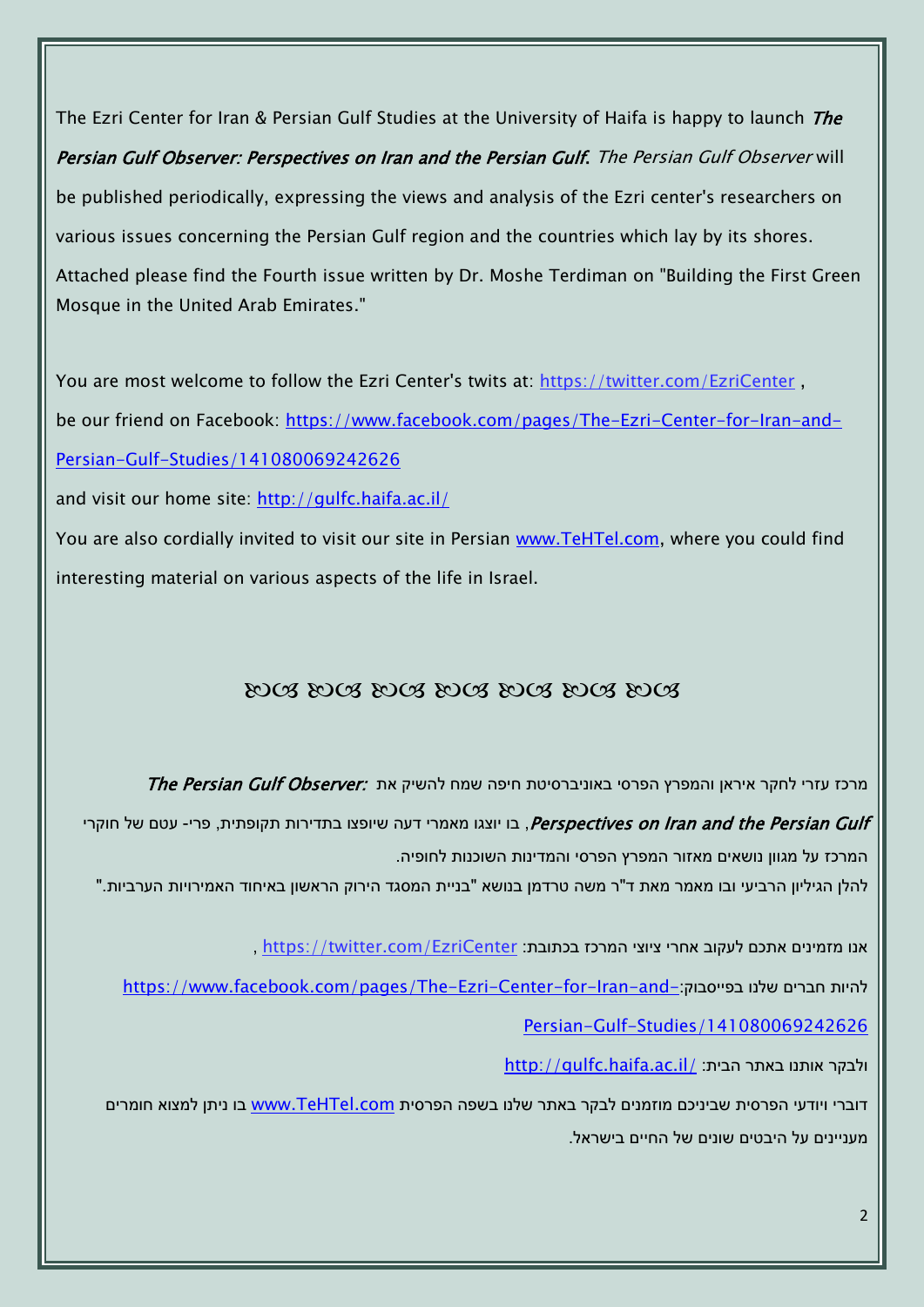The Ezri Center for Iran & Persian Gulf Studies at the University of Haifa is happy to launch ***The Persian Gulf Observer: Perspectives on Iran and the Persian Gulf***. *The Persian Gulf Observer* will be published periodically, expressing the views and analysis of the Ezri center's researchers on various issues concerning the Persian Gulf region and the countries which lay by its shores.

Attached please find the Fourth issue written by Dr. Moshe Terdiman on "Building the First Green Mosque in the United Arab Emirates."

You are most welcome to follow the Ezri Center's twits at: https://twitter.com/EzriCenter ,

be our friend on Facebook: https://www.facebook.com/pages/The-Ezri-Center-for-Iran-and-Persian-Gulf-Studies/141080069242626

and visit our home site: http://gulfc.haifa.ac.il/

You are also cordially invited to visit our site in Persian www.TeHTel.com, where you could find interesting material on various aspects of the life in Israel.

ꕤꕤ ꕤꕤ ꕤꕤ ꕤꕤ ꕤꕤ ꕤꕤ ꕤꕤ

מרכז עזרי לחקר איראן והמפרץ הפרסי באוניברסיטת חיפה שמח להשיק את ***The Persian Gulf Observer: Perspectives on Iran and the Persian Gulf***, בו יוצגו מאמרי דעה שיופצו בתדירות תקופתית, פרי- עטם של חוקרי המרכז על מגוון נושאים מאזור המפרץ הפרסי והמדינות השוכנות לחופיה.

להלן הגיליון הרביעי ובו מאמר מאת ד"ר משה טרדמן בנושא "בניית המסגד הירוק הראשון באיחוד האמירויות הערביות."

אנו מזמינים אתכם לעקוב אחרי ציוצי המרכז בכתובת: https://twitter.com/EzriCenter ,

להיות חברים שלנו בפייסבוק: https://www.facebook.com/pages/The-Ezri-Center-for-Iran-and-Persian-Gulf-Studies/141080069242626

ולבקר אותנו באתר הבית: http://gulfc.haifa.ac.il/

דוברי ויודעי הפרסית שביניכם מוזמנים לבקר באתר שלנו בשפה הפרסית www.TeHTel.com בו ניתן למצוא חומרים מעניינים על היבטים שונים של החיים בישראל.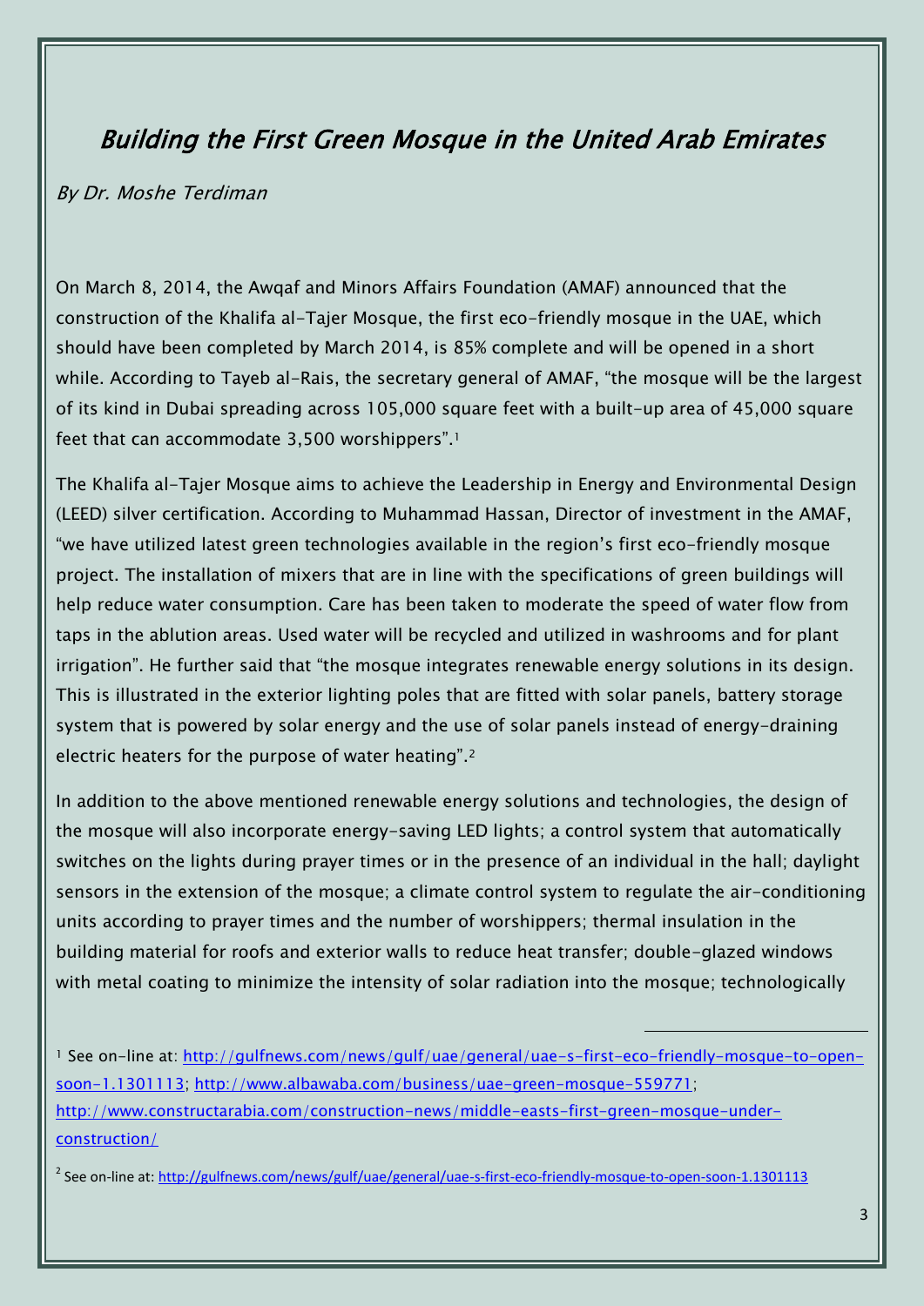# *Building the First Green Mosque in the United Arab Emirates*

*By Dr. Moshe Terdiman*

On March 8, 2014, the Awqaf and Minors Affairs Foundation (AMAF) announced that the construction of the Khalifa al-Tajer Mosque, the first eco-friendly mosque in the UAE, which should have been completed by March 2014, is 85% complete and will be opened in a short while. According to Tayeb al-Rais, the secretary general of AMAF, "the mosque will be the largest of its kind in Dubai spreading across 105,000 square feet with a built-up area of 45,000 square feet that can accommodate 3,500 worshippers".[1]

The Khalifa al-Tajer Mosque aims to achieve the Leadership in Energy and Environmental Design (LEED) silver certification. According to Muhammad Hassan, Director of investment in the AMAF, "we have utilized latest green technologies available in the region's first eco-friendly mosque project. The installation of mixers that are in line with the specifications of green buildings will help reduce water consumption. Care has been taken to moderate the speed of water flow from taps in the ablution areas. Used water will be recycled and utilized in washrooms and for plant irrigation". He further said that "the mosque integrates renewable energy solutions in its design. This is illustrated in the exterior lighting poles that are fitted with solar panels, battery storage system that is powered by solar energy and the use of solar panels instead of energy-draining electric heaters for the purpose of water heating".[2]

In addition to the above mentioned renewable energy solutions and technologies, the design of the mosque will also incorporate energy-saving LED lights; a control system that automatically switches on the lights during prayer times or in the presence of an individual in the hall; daylight sensors in the extension of the mosque; a climate control system to regulate the air-conditioning units according to prayer times and the number of worshippers; thermal insulation in the building material for roofs and exterior walls to reduce heat transfer; double-glazed windows with metal coating to minimize the intensity of solar radiation into the mosque; technologically

---

[1] See on-line at: [http://gulfnews.com/news/gulf/uae/general/uae-s-first-eco-friendly-mosque-to-open-soon-1.1301113](http://gulfnews.com/news/gulf/uae/general/uae-s-first-eco-friendly-mosque-to-open-soon-1.1301113); [http://www.albawaba.com/business/uae-green-mosque-559771](http://www.albawaba.com/business/uae-green-mosque-559771); [http://www.constructarabia.com/construction-news/middle-easts-first-green-mosque-under-construction/](http://www.constructarabia.com/construction-news/middle-easts-first-green-mosque-under-construction/)

[2] See on-line at: [http://gulfnews.com/news/gulf/uae/general/uae-s-first-eco-friendly-mosque-to-open-soon-1.1301113](http://gulfnews.com/news/gulf/uae/general/uae-s-first-eco-friendly-mosque-to-open-soon-1.1301113)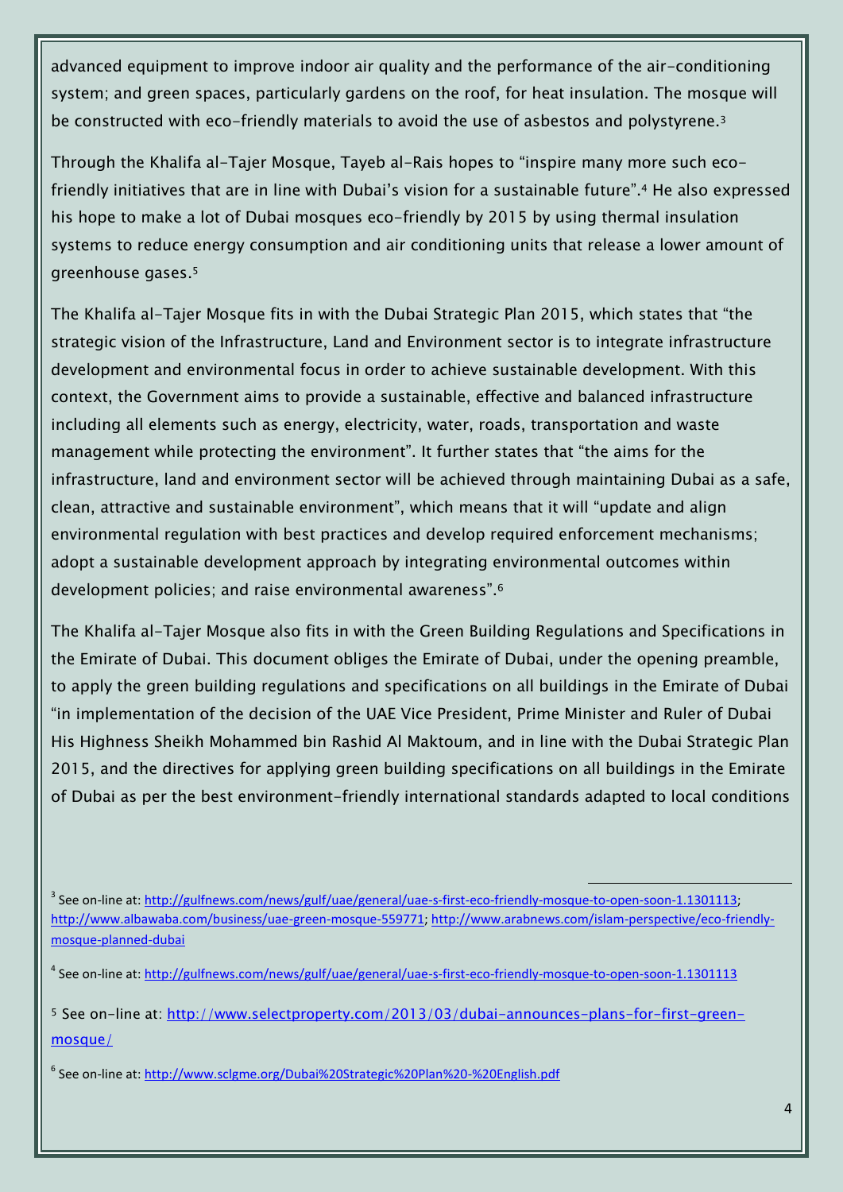advanced equipment to improve indoor air quality and the performance of the air-conditioning system; and green spaces, particularly gardens on the roof, for heat insulation. The mosque will be constructed with eco-friendly materials to avoid the use of asbestos and polystyrene.[3]

Through the Khalifa al-Tajer Mosque, Tayeb al-Rais hopes to "inspire many more such eco-friendly initiatives that are in line with Dubai's vision for a sustainable future".[4] He also expressed his hope to make a lot of Dubai mosques eco-friendly by 2015 by using thermal insulation systems to reduce energy consumption and air conditioning units that release a lower amount of greenhouse gases.[5]

The Khalifa al-Tajer Mosque fits in with the Dubai Strategic Plan 2015, which states that "the strategic vision of the Infrastructure, Land and Environment sector is to integrate infrastructure development and environmental focus in order to achieve sustainable development. With this context, the Government aims to provide a sustainable, effective and balanced infrastructure including all elements such as energy, electricity, water, roads, transportation and waste management while protecting the environment". It further states that "the aims for the infrastructure, land and environment sector will be achieved through maintaining Dubai as a safe, clean, attractive and sustainable environment", which means that it will "update and align environmental regulation with best practices and develop required enforcement mechanisms; adopt a sustainable development approach by integrating environmental outcomes within development policies; and raise environmental awareness".[6]

The Khalifa al-Tajer Mosque also fits in with the Green Building Regulations and Specifications in the Emirate of Dubai. This document obliges the Emirate of Dubai, under the opening preamble, to apply the green building regulations and specifications on all buildings in the Emirate of Dubai "in implementation of the decision of the UAE Vice President, Prime Minister and Ruler of Dubai His Highness Sheikh Mohammed bin Rashid Al Maktoum, and in line with the Dubai Strategic Plan 2015, and the directives for applying green building specifications on all buildings in the Emirate of Dubai as per the best environment-friendly international standards adapted to local conditions

---

[3] See on-line at: http://gulfnews.com/news/gulf/uae/general/uae-s-first-eco-friendly-mosque-to-open-soon-1.1301113; http://www.albawaba.com/business/uae-green-mosque-559771; http://www.arabnews.com/islam-perspective/eco-friendly-mosque-planned-dubai

[4] See on-line at: http://gulfnews.com/news/gulf/uae/general/uae-s-first-eco-friendly-mosque-to-open-soon-1.1301113

[5] See on-line at: http://www.selectproperty.com/2013/03/dubai-announces-plans-for-first-green-mosque/

[6] See on-line at: http://www.sclgme.org/Dubai%20Strategic%20Plan%20-%20English.pdf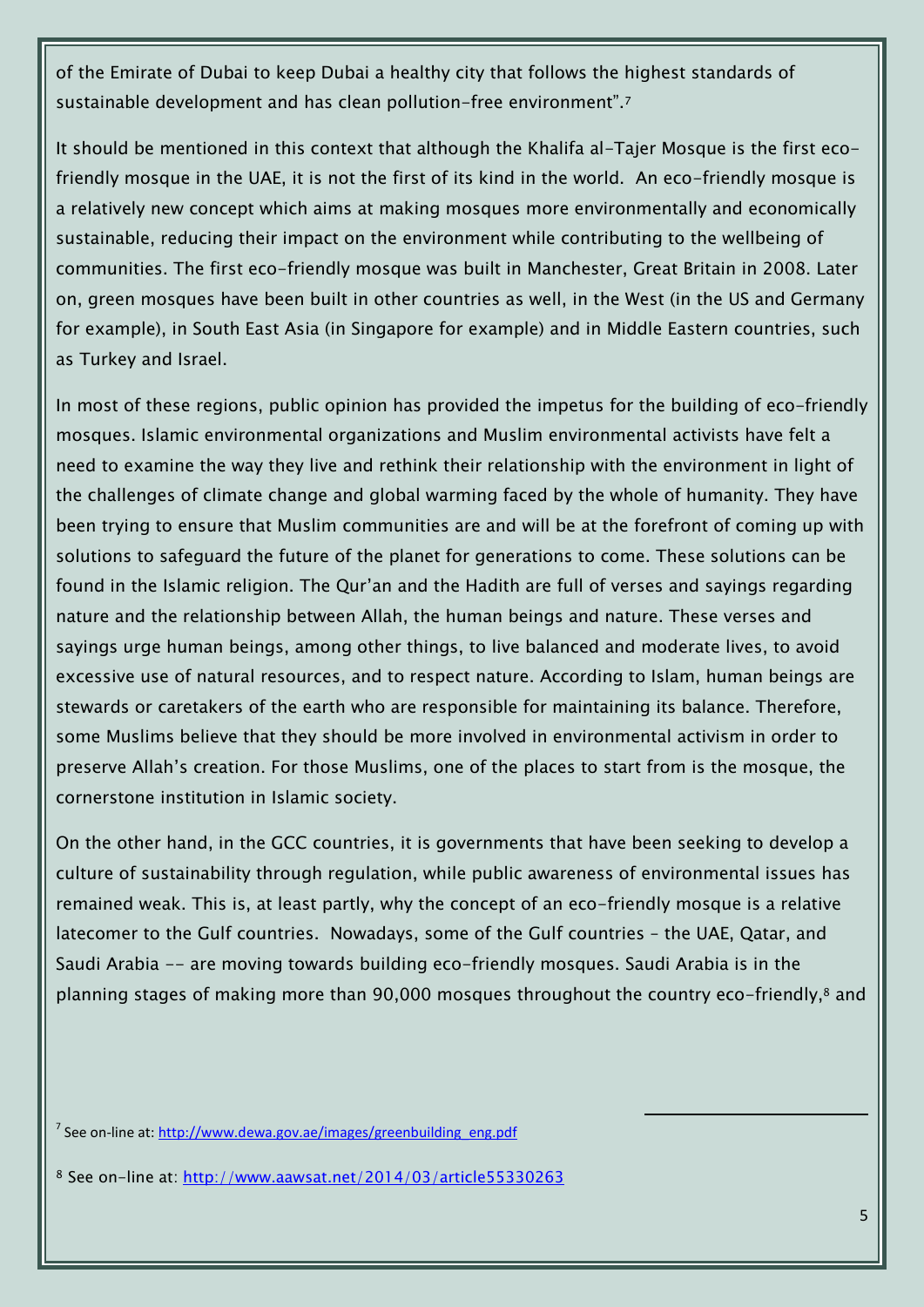of the Emirate of Dubai to keep Dubai a healthy city that follows the highest standards of sustainable development and has clean pollution-free environment".[7]

It should be mentioned in this context that although the Khalifa al-Tajer Mosque is the first eco-friendly mosque in the UAE, it is not the first of its kind in the world. An eco-friendly mosque is a relatively new concept which aims at making mosques more environmentally and economically sustainable, reducing their impact on the environment while contributing to the wellbeing of communities. The first eco-friendly mosque was built in Manchester, Great Britain in 2008. Later on, green mosques have been built in other countries as well, in the West (in the US and Germany for example), in South East Asia (in Singapore for example) and in Middle Eastern countries, such as Turkey and Israel.

In most of these regions, public opinion has provided the impetus for the building of eco-friendly mosques. Islamic environmental organizations and Muslim environmental activists have felt a need to examine the way they live and rethink their relationship with the environment in light of the challenges of climate change and global warming faced by the whole of humanity. They have been trying to ensure that Muslim communities are and will be at the forefront of coming up with solutions to safeguard the future of the planet for generations to come. These solutions can be found in the Islamic religion. The Qur'an and the Hadith are full of verses and sayings regarding nature and the relationship between Allah, the human beings and nature. These verses and sayings urge human beings, among other things, to live balanced and moderate lives, to avoid excessive use of natural resources, and to respect nature. According to Islam, human beings are stewards or caretakers of the earth who are responsible for maintaining its balance. Therefore, some Muslims believe that they should be more involved in environmental activism in order to preserve Allah's creation. For those Muslims, one of the places to start from is the mosque, the cornerstone institution in Islamic society.

On the other hand, in the GCC countries, it is governments that have been seeking to develop a culture of sustainability through regulation, while public awareness of environmental issues has remained weak. This is, at least partly, why the concept of an eco-friendly mosque is a relative latecomer to the Gulf countries. Nowadays, some of the Gulf countries – the UAE, Qatar, and Saudi Arabia -- are moving towards building eco-friendly mosques. Saudi Arabia is in the planning stages of making more than 90,000 mosques throughout the country eco-friendly,[8] and

---

[7] See on-line at: http://www.dewa.gov.ae/images/greenbuilding_eng.pdf

[8] See on-line at: http://www.aawsat.net/2014/03/article55330263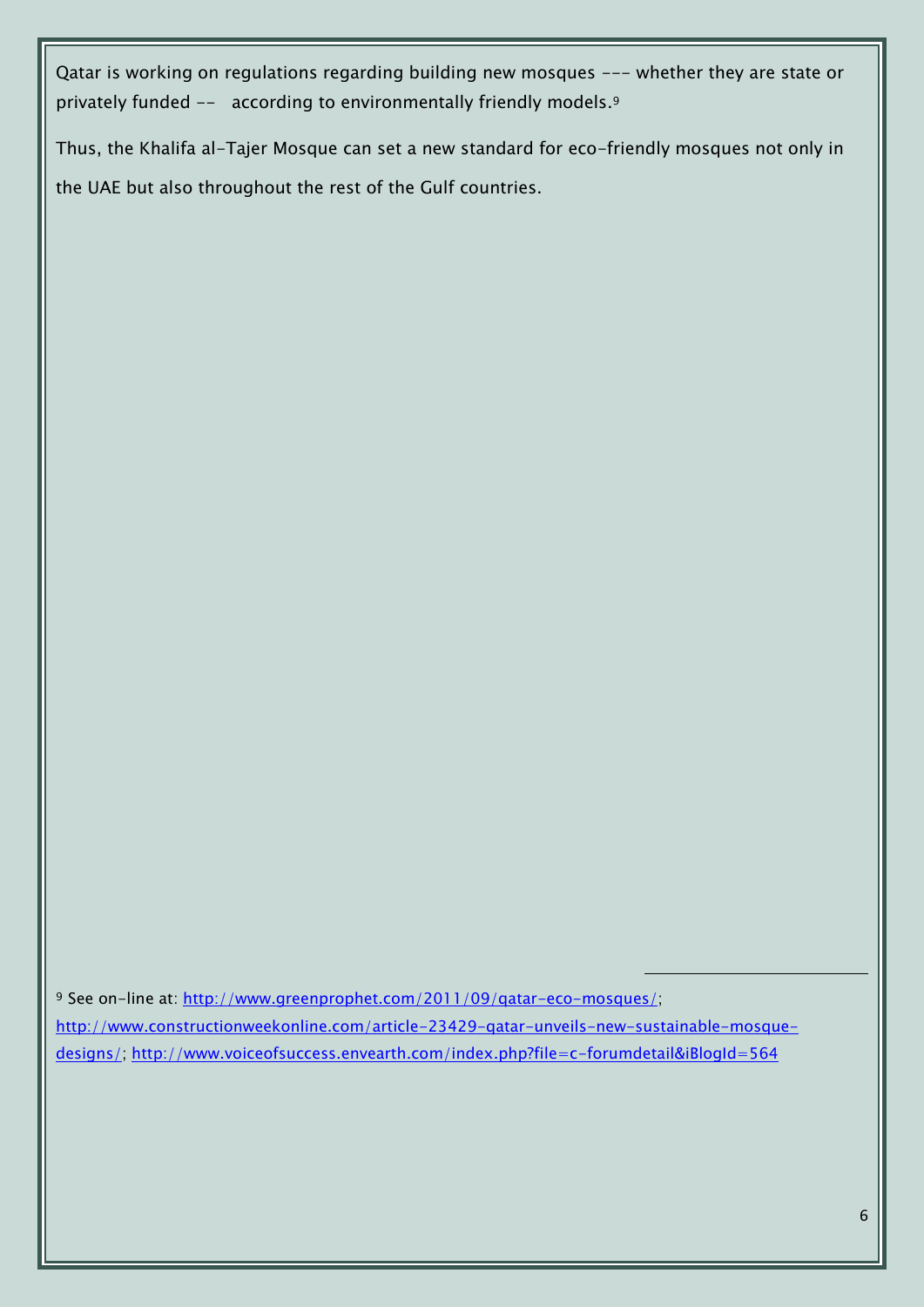Qatar is working on regulations regarding building new mosques --- whether they are state or privately funded -- according to environmentally friendly models.[9]

Thus, the Khalifa al-Tajer Mosque can set a new standard for eco-friendly mosques not only in the UAE but also throughout the rest of the Gulf countries.

[9] See on-line at: http://www.greenprophet.com/2011/09/qatar-eco-mosques/; http://www.constructionweekonline.com/article-23429-qatar-unveils-new-sustainable-mosque-designs/; http://www.voiceofsuccess.envearth.com/index.php?file=c-forumdetail&iBlogId=564